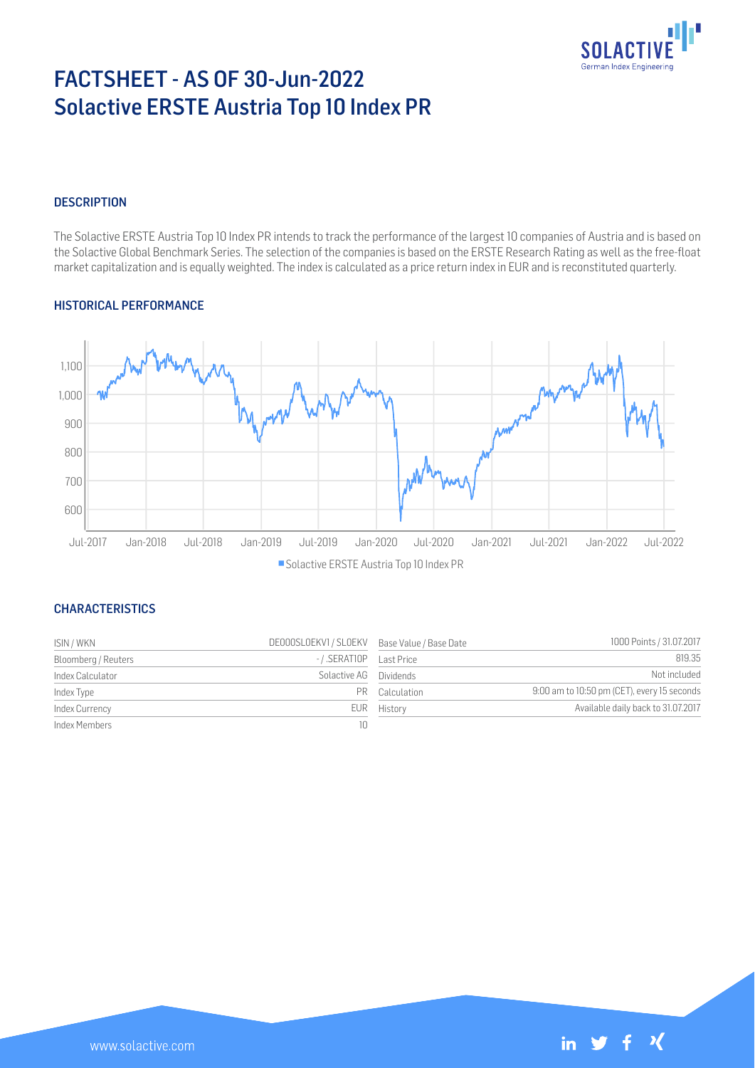# FACTSHEET - AS OF 30-Jun-2022
# Solactive ERSTE Austria Top 10 Index PR

## DESCRIPTION

The Solactive ERSTE Austria Top 10 Index PR intends to track the performance of the largest 10 companies of Austria and is based on the Solactive Global Benchmark Series. The selection of the companies is based on the ERSTE Research Rating as well as the free-float market capitalization and is equally weighted. The index is calculated as a price return index in EUR and is reconstituted quarterly.

## HISTORICAL PERFORMANCE

Solactive ERSTE Austria Top 10 Index PR

## CHARACTERISTICS

| | | | |
|---|---|---|---|
| ISIN / WKN | DE000SL0EKV1 / SL0EKV | Base Value / Base Date | 1000 Points / 31.07.2017 |
| Bloomberg / Reuters | - / .SERAT10P | Last Price | 819.35 |
| Index Calculator | Solactive AG | Dividends | Not included |
| Index Type | PR | Calculation | 9:00 am to 10:50 pm (CET), every 15 seconds |
| Index Currency | EUR | History | Available daily back to 31.07.2017 |
| Index Members | 10 | | |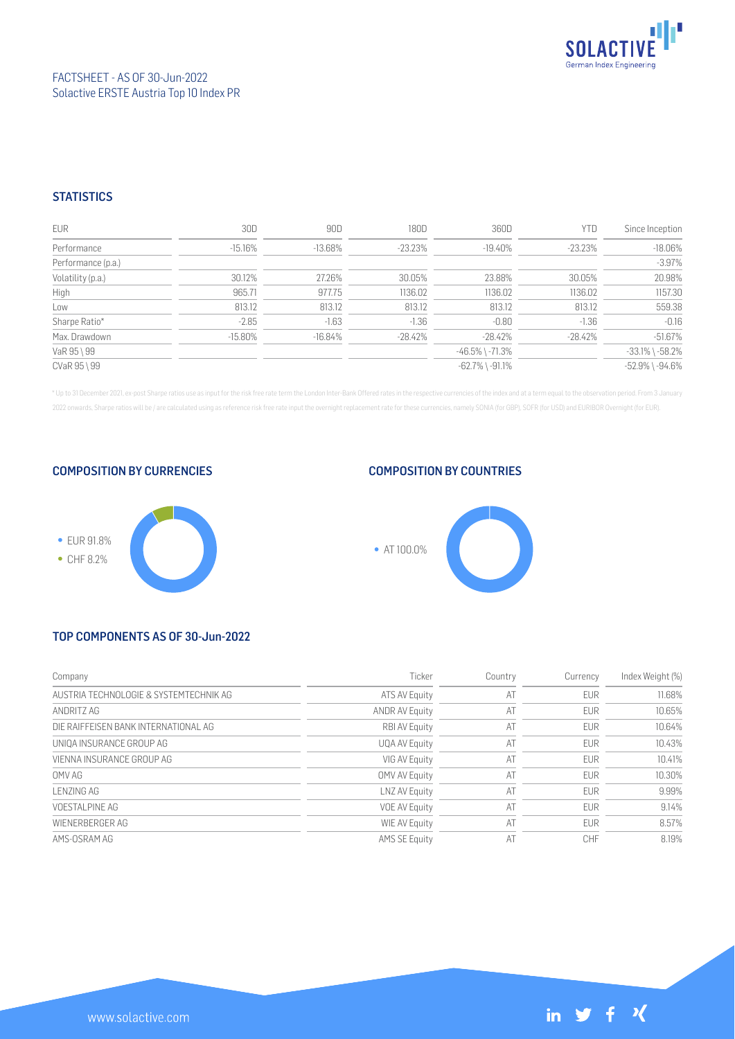FACTSHEET - AS OF 30-Jun-2022
Solactive ERSTE Austria Top 10 Index PR

## STATISTICS

| EUR | 30D | 90D | 180D | 360D | YTD | Since Inception |
|---|---|---|---|---|---|---|
| Performance | -15.16% | -13.68% | -23.23% | -19.40% | -23.23% | -18.06% |
| Performance (p.a.) | | | | | | -3.97% |
| Volatility (p.a.) | 30.12% | 27.26% | 30.05% | 23.88% | 30.05% | 20.98% |
| High | 965.71 | 977.75 | 1136.02 | 1136.02 | 1136.02 | 1157.30 |
| Low | 813.12 | 813.12 | 813.12 | 813.12 | 813.12 | 559.38 |
| Sharpe Ratio* | -2.85 | -1.63 | -1.36 | -0.80 | -1.36 | -0.16 |
| Max. Drawdown | -15.80% | -16.84% | -28.42% | -28.42% | -28.42% | -51.67% |
| VaR 95 \ 99 | | | | -46.5% \ -71.3% | | -33.1% \ -58.2% |
| CVaR 95 \ 99 | | | | -62.7% \ -91.1% | | -52.9% \ -94.6% |

* Up to 31 December 2021, ex-post Sharpe ratios use as input for the risk free rate term the London Inter-Bank Offered rates in the respective currencies of the index and at a term equal to the observation period. From 3 January 2022 onwards, Sharpe ratios will be / are calculated using as reference risk free rate input the overnight replacement rate for these currencies, namely SONIA (for GBP), SOFR (for USD) and EURIBOR Overnight (for EUR).

## COMPOSITION BY CURRENCIES

- EUR 91.8%
- CHF 8.2%

## COMPOSITION BY COUNTRIES

- AT 100.0%

## TOP COMPONENTS AS OF 30-Jun-2022

| Company | Ticker | Country | Currency | Index Weight (%) |
|---|---|---|---|---|
| AUSTRIA TECHNOLOGIE & SYSTEMTECHNIK AG | ATS AV Equity | AT | EUR | 11.68% |
| ANDRITZ AG | ANDR AV Equity | AT | EUR | 10.65% |
| DIE RAIFFEISEN BANK INTERNATIONAL AG | RBI AV Equity | AT | EUR | 10.64% |
| UNIQA INSURANCE GROUP AG | UQA AV Equity | AT | EUR | 10.43% |
| VIENNA INSURANCE GROUP AG | VIG AV Equity | AT | EUR | 10.41% |
| OMV AG | OMV AV Equity | AT | EUR | 10.30% |
| LENZING AG | LNZ AV Equity | AT | EUR | 9.99% |
| VOESTALPINE AG | VOE AV Equity | AT | EUR | 9.14% |
| WIENERBERGER AG | WIE AV Equity | AT | EUR | 8.57% |
| AMS-OSRAM AG | AMS SE Equity | AT | CHF | 8.19% |

www.solactive.com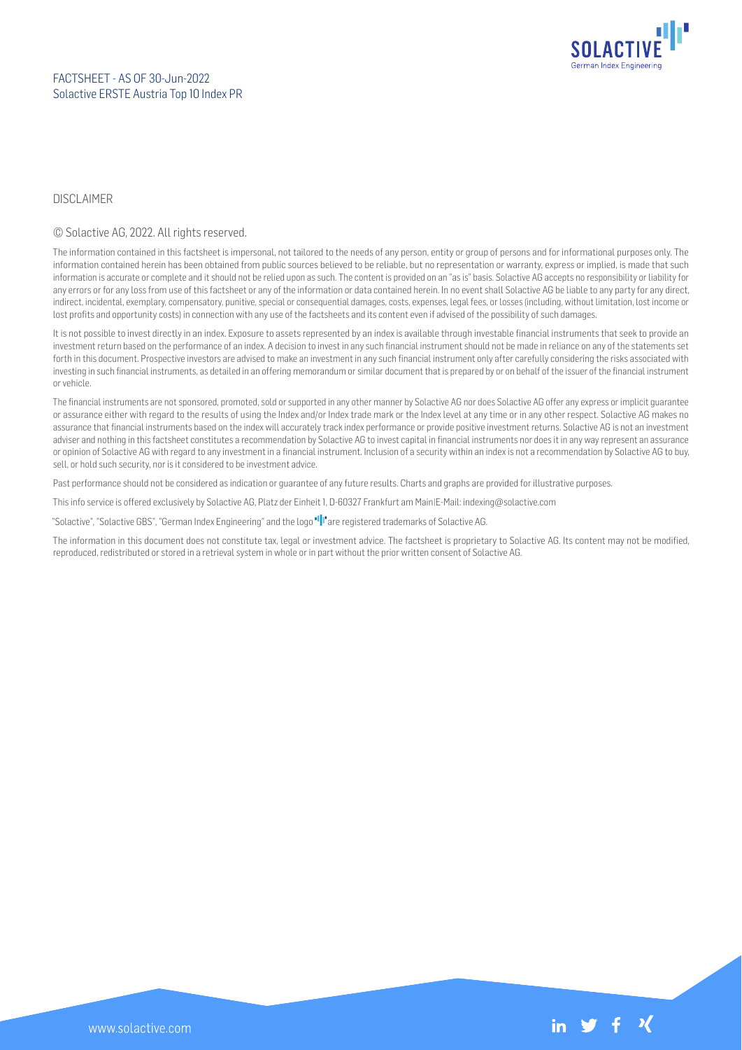## DISCLAIMER

© Solactive AG, 2022. All rights reserved.

The information contained in this factsheet is impersonal, not tailored to the needs of any person, entity or group of persons and for informational purposes only. The information contained herein has been obtained from public sources believed to be reliable, but no representation or warranty, express or implied, is made that such information is accurate or complete and it should not be relied upon as such. The content is provided on an "as is" basis. Solactive AG accepts no responsibility or liability for any errors or for any loss from use of this factsheet or any of the information or data contained herein. In no event shall Solactive AG be liable to any party for any direct, indirect, incidental, exemplary, compensatory, punitive, special or consequential damages, costs, expenses, legal fees, or losses (including, without limitation, lost income or lost profits and opportunity costs) in connection with any use of the factsheets and its content even if advised of the possibility of such damages.

It is not possible to invest directly in an index. Exposure to assets represented by an index is available through investable financial instruments that seek to provide an investment return based on the performance of an index. A decision to invest in any such financial instrument should not be made in reliance on any of the statements set forth in this document. Prospective investors are advised to make an investment in any such financial instrument only after carefully considering the risks associated with investing in such financial instruments, as detailed in an offering memorandum or similar document that is prepared by or on behalf of the issuer of the financial instrument or vehicle.

The financial instruments are not sponsored, promoted, sold or supported in any other manner by Solactive AG nor does Solactive AG offer any express or implicit guarantee or assurance either with regard to the results of using the Index and/or Index trade mark or the Index level at any time or in any other respect. Solactive AG makes no assurance that financial instruments based on the index will accurately track index performance or provide positive investment returns. Solactive AG is not an investment adviser and nothing in this factsheet constitutes a recommendation by Solactive AG to invest capital in financial instruments nor does it in any way represent an assurance or opinion of Solactive AG with regard to any investment in a financial instrument. Inclusion of a security within an index is not a recommendation by Solactive AG to buy, sell, or hold such security, nor is it considered to be investment advice.

Past performance should not be considered as indication or guarantee of any future results. Charts and graphs are provided for illustrative purposes.

This info service is offered exclusively by Solactive AG, Platz der Einheit 1, D-60327 Frankfurt am Main|E-Mail: indexing@solactive.com

"Solactive", "Solactive GBS", "German Index Engineering" and the logo are registered trademarks of Solactive AG.

The information in this document does not constitute tax, legal or investment advice. The factsheet is proprietary to Solactive AG. Its content may not be modified, reproduced, redistributed or stored in a retrieval system in whole or in part without the prior written consent of Solactive AG.